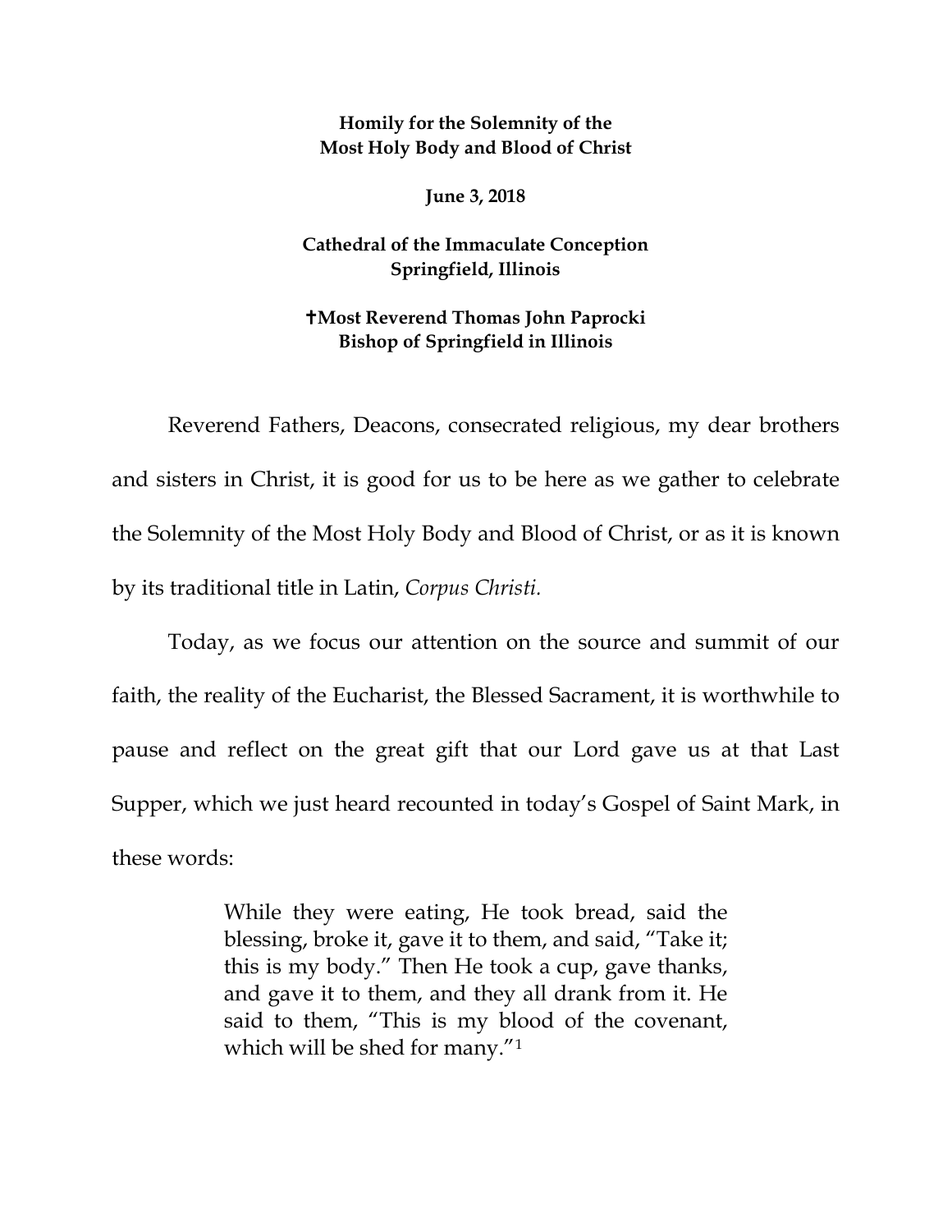**Homily for the Solemnity of the
Most Holy Body and Blood of Christ**

**June 3, 2018**

**Cathedral of the Immaculate Conception
Springfield, Illinois**

**✝Most Reverend Thomas John Paprocki
Bishop of Springfield in Illinois**

Reverend Fathers, Deacons, consecrated religious, my dear brothers and sisters in Christ, it is good for us to be here as we gather to celebrate the Solemnity of the Most Holy Body and Blood of Christ, or as it is known by its traditional title in Latin, *Corpus Christi.*

Today, as we focus our attention on the source and summit of our faith, the reality of the Eucharist, the Blessed Sacrament, it is worthwhile to pause and reflect on the great gift that our Lord gave us at that Last Supper, which we just heard recounted in today's Gospel of Saint Mark, in these words:

> While they were eating, He took bread, said the blessing, broke it, gave it to them, and said, "Take it; this is my body." Then He took a cup, gave thanks, and gave it to them, and they all drank from it. He said to them, "This is my blood of the covenant, which will be shed for many."[1]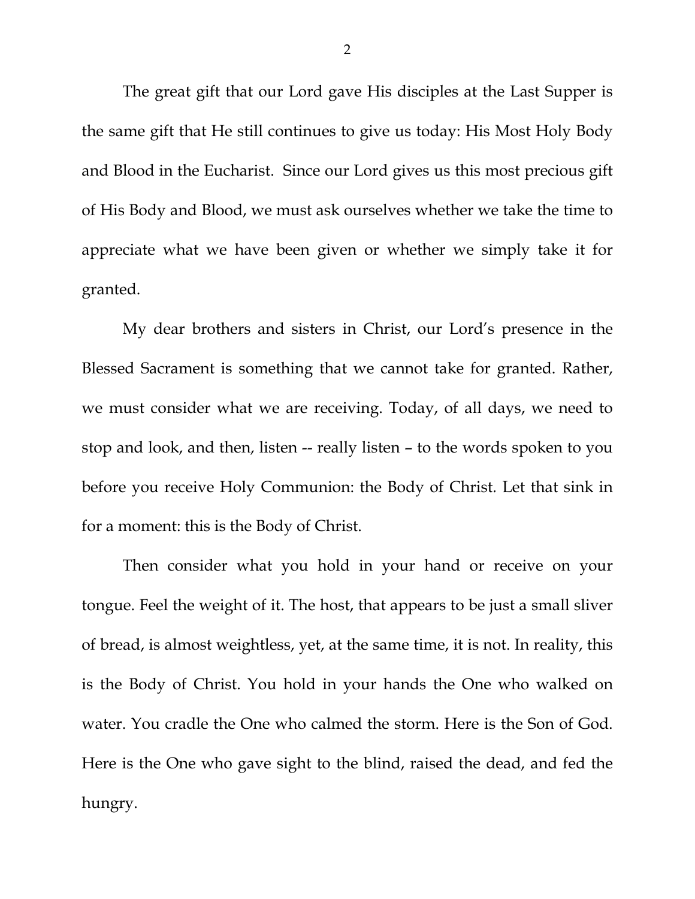The great gift that our Lord gave His disciples at the Last Supper is the same gift that He still continues to give us today: His Most Holy Body and Blood in the Eucharist. Since our Lord gives us this most precious gift of His Body and Blood, we must ask ourselves whether we take the time to appreciate what we have been given or whether we simply take it for granted.

My dear brothers and sisters in Christ, our Lord's presence in the Blessed Sacrament is something that we cannot take for granted. Rather, we must consider what we are receiving. Today, of all days, we need to stop and look, and then, listen -- really listen – to the words spoken to you before you receive Holy Communion: the Body of Christ. Let that sink in for a moment: this is the Body of Christ.

Then consider what you hold in your hand or receive on your tongue. Feel the weight of it. The host, that appears to be just a small sliver of bread, is almost weightless, yet, at the same time, it is not. In reality, this is the Body of Christ. You hold in your hands the One who walked on water. You cradle the One who calmed the storm. Here is the Son of God. Here is the One who gave sight to the blind, raised the dead, and fed the hungry.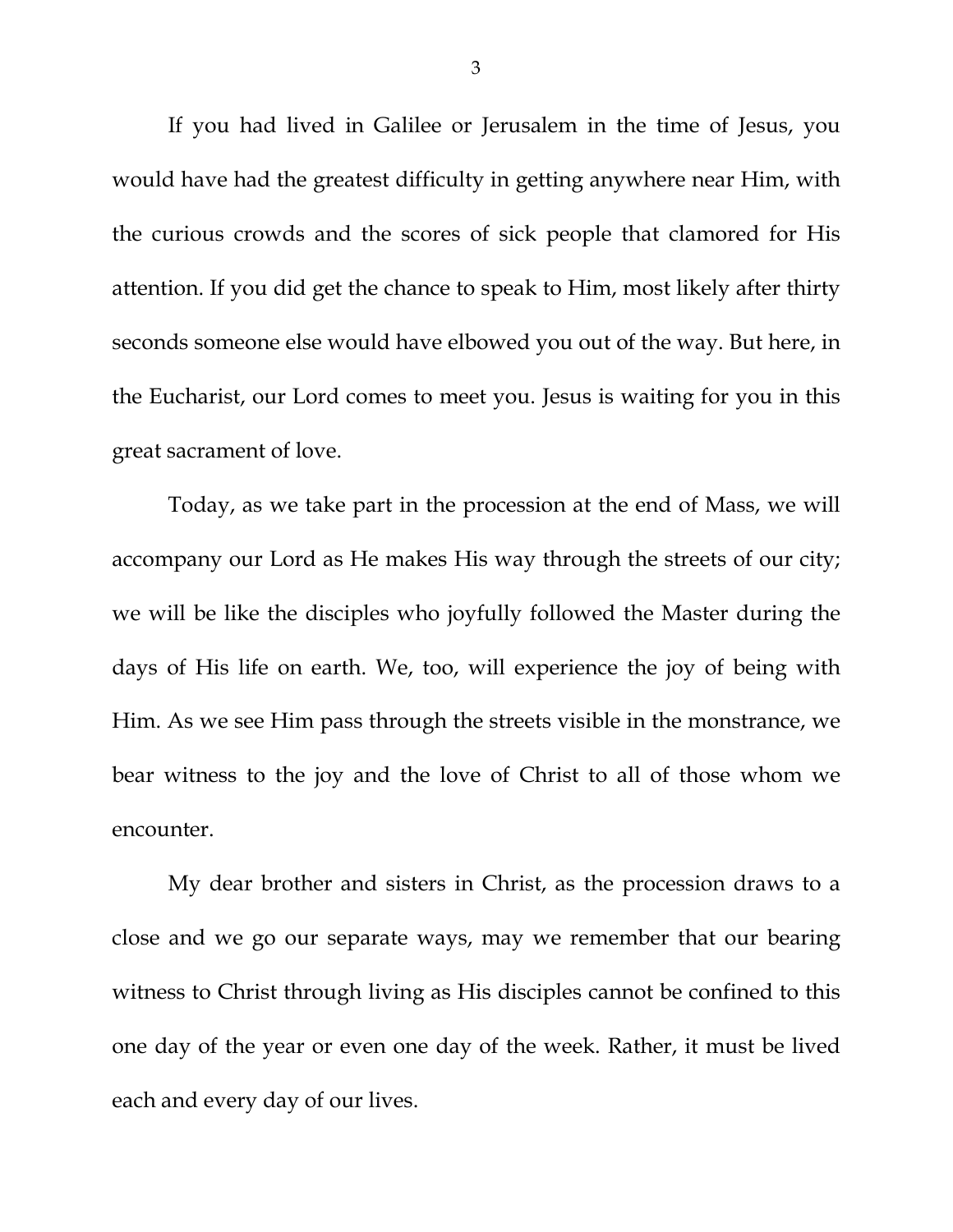If you had lived in Galilee or Jerusalem in the time of Jesus, you would have had the greatest difficulty in getting anywhere near Him, with the curious crowds and the scores of sick people that clamored for His attention. If you did get the chance to speak to Him, most likely after thirty seconds someone else would have elbowed you out of the way. But here, in the Eucharist, our Lord comes to meet you. Jesus is waiting for you in this great sacrament of love.

Today, as we take part in the procession at the end of Mass, we will accompany our Lord as He makes His way through the streets of our city; we will be like the disciples who joyfully followed the Master during the days of His life on earth. We, too, will experience the joy of being with Him. As we see Him pass through the streets visible in the monstrance, we bear witness to the joy and the love of Christ to all of those whom we encounter.

My dear brother and sisters in Christ, as the procession draws to a close and we go our separate ways, may we remember that our bearing witness to Christ through living as His disciples cannot be confined to this one day of the year or even one day of the week. Rather, it must be lived each and every day of our lives.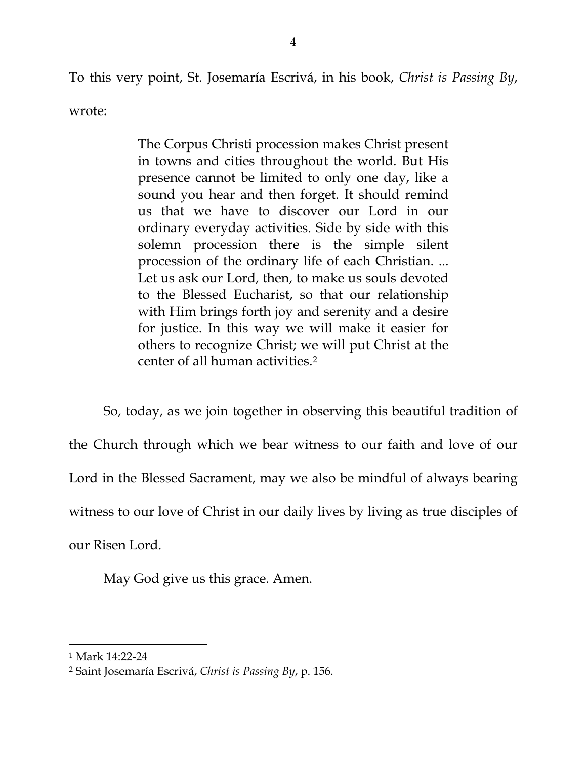To this very point, St. Josemaría Escrivá, in his book, *Christ is Passing By*, wrote:

> The Corpus Christi procession makes Christ present in towns and cities throughout the world. But His presence cannot be limited to only one day, like a sound you hear and then forget. It should remind us that we have to discover our Lord in our ordinary everyday activities. Side by side with this solemn procession there is the simple silent procession of the ordinary life of each Christian. ... Let us ask our Lord, then, to make us souls devoted to the Blessed Eucharist, so that our relationship with Him brings forth joy and serenity and a desire for justice. In this way we will make it easier for others to recognize Christ; we will put Christ at the center of all human activities.[2]

So, today, as we join together in observing this beautiful tradition of the Church through which we bear witness to our faith and love of our Lord in the Blessed Sacrament, may we also be mindful of always bearing witness to our love of Christ in our daily lives by living as true disciples of our Risen Lord.

May God give us this grace. Amen.

---

[1] Mark 14:22-24

[2] Saint Josemaría Escrivá, *Christ is Passing By*, p. 156.